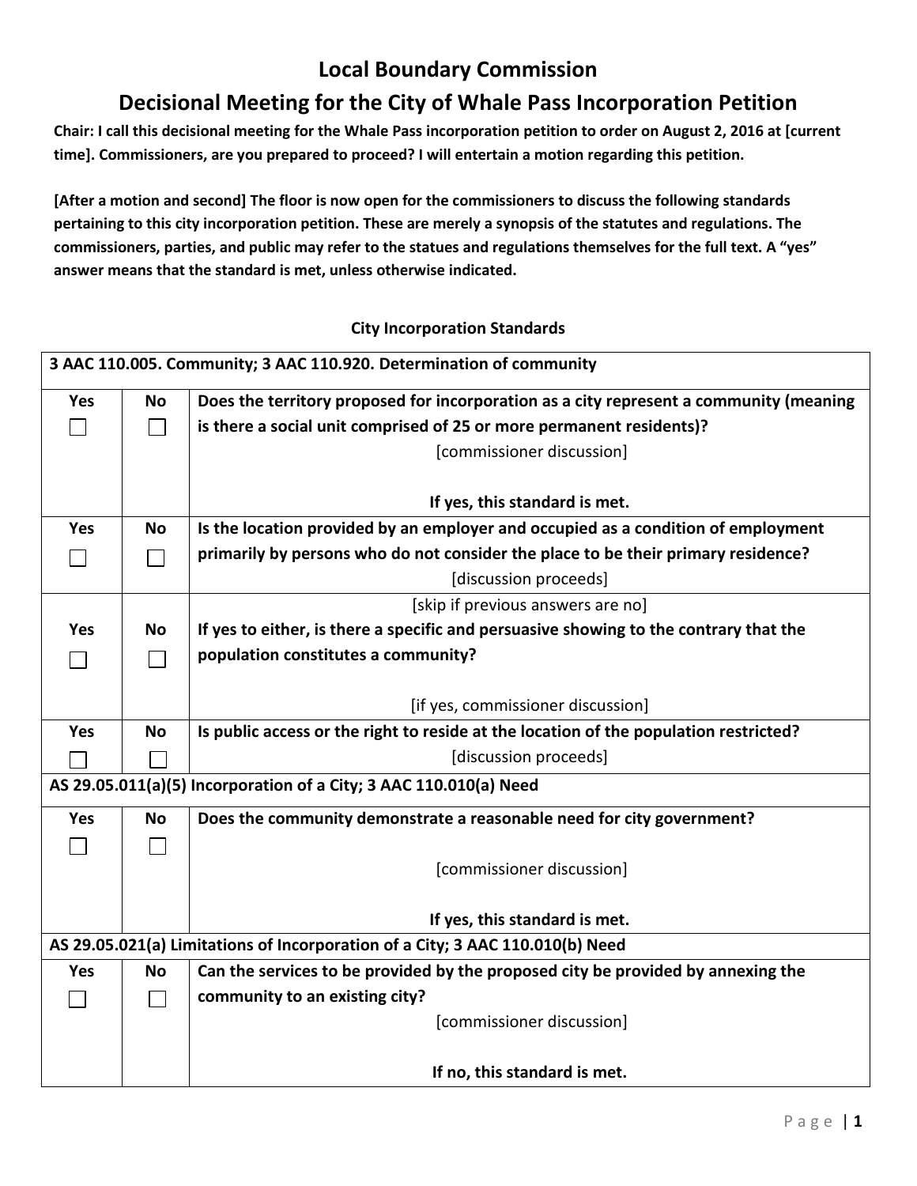# Local Boundary Commission

## Decisional Meeting for the City of Whale Pass Incorporation Petition

**Chair: I call this decisional meeting for the Whale Pass incorporation petition to order on August 2, 2016 at [current time]. Commissioners, are you prepared to proceed? I will entertain a motion regarding this petition.**

**[After a motion and second] The floor is now open for the commissioners to discuss the following standards pertaining to this city incorporation petition. These are merely a synopsis of the statutes and regulations. The commissioners, parties, and public may refer to the statues and regulations themselves for the full text. A "yes" answer means that the standard is met, unless otherwise indicated.**

### City Incorporation Standards

| **3 AAC 110.005. Community; 3 AAC 110.920. Determination of community** | | |
|---|---|---|
| **Yes** ☐ | **No** ☐ | **Does the territory proposed for incorporation as a city represent a community (meaning is there a social unit comprised of 25 or more permanent residents)?** [commissioner discussion] **If yes, this standard is met.** |
| **Yes** ☐ | **No** ☐ | **Is the location provided by an employer and occupied as a condition of employment primarily by persons who do not consider the place to be their primary residence?** [discussion proceeds] |
| **Yes** ☐ | **No** ☐ | [skip if previous answers are no] **If yes to either, is there a specific and persuasive showing to the contrary that the population constitutes a community?** [if yes, commissioner discussion] |
| **Yes** ☐ | **No** ☐ | **Is public access or the right to reside at the location of the population restricted?** [discussion proceeds] |
| **AS 29.05.011(a)(5) Incorporation of a City; 3 AAC 110.010(a) Need** | | |
| **Yes** ☐ | **No** ☐ | **Does the community demonstrate a reasonable need for city government?** [commissioner discussion] **If yes, this standard is met.** |
| **AS 29.05.021(a) Limitations of Incorporation of a City; 3 AAC 110.010(b) Need** | | |
| **Yes** ☐ | **No** ☐ | **Can the services to be provided by the proposed city be provided by annexing the community to an existing city?** [commissioner discussion] **If no, this standard is met.** |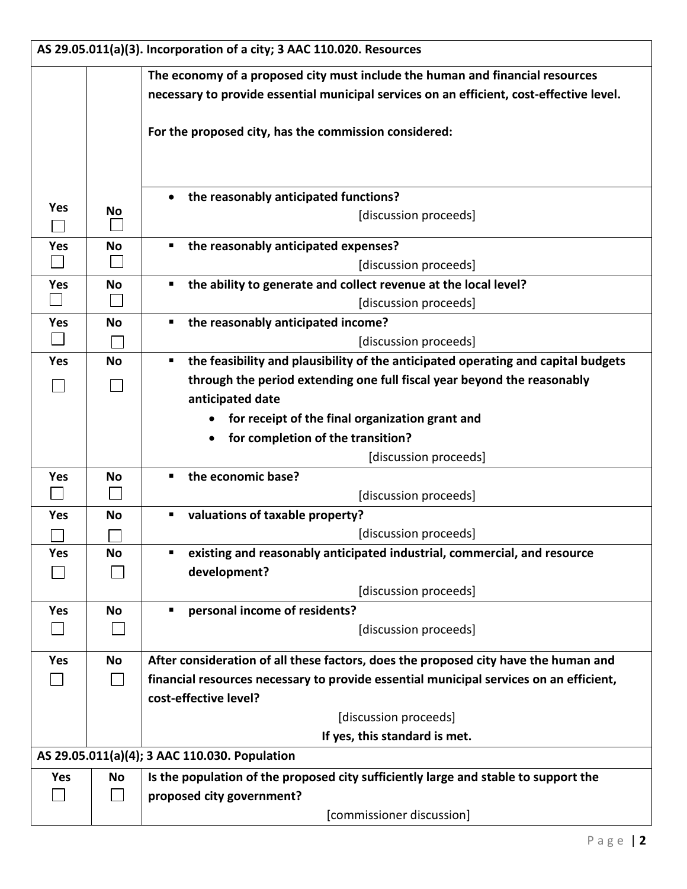| AS 29.05.011(a)(3). Incorporation of a city; 3 AAC 110.020. Resources | | |
|---|---|---|
| | | **The economy of a proposed city must include the human and financial resources necessary to provide essential municipal services on an efficient, cost-effective level.**<br><br>**For the proposed city, has the commission considered:** |
| **Yes** ☐ | **No** ☐ | • **the reasonably anticipated functions?**<br>[discussion proceeds] |
| **Yes** ☐ | **No** ☐ | ▪ **the reasonably anticipated expenses?**<br>[discussion proceeds] |
| **Yes** ☐ | **No** ☐ | ▪ **the ability to generate and collect revenue at the local level?**<br>[discussion proceeds] |
| **Yes** ☐ | **No** ☐ | ▪ **the reasonably anticipated income?**<br>[discussion proceeds] |
| **Yes** ☐ | **No** ☐ | ▪ **the feasibility and plausibility of the anticipated operating and capital budgets through the period extending one full fiscal year beyond the reasonably anticipated date**<br>• **for receipt of the final organization grant and**<br>• **for completion of the transition?**<br>[discussion proceeds] |
| **Yes** ☐ | **No** ☐ | ▪ **the economic base?**<br>[discussion proceeds] |
| **Yes** ☐ | **No** ☐ | ▪ **valuations of taxable property?**<br>[discussion proceeds] |
| **Yes** ☐ | **No** ☐ | ▪ **existing and reasonably anticipated industrial, commercial, and resource development?**<br>[discussion proceeds] |
| **Yes** ☐ | **No** ☐ | ▪ **personal income of residents?**<br>[discussion proceeds] |
| **Yes** ☐ | **No** ☐ | **After consideration of all these factors, does the proposed city have the human and financial resources necessary to provide essential municipal services on an efficient, cost-effective level?**<br>[discussion proceeds]<br>**If yes, this standard is met.** |
| **AS 29.05.011(a)(4); 3 AAC 110.030. Population** | | |
| **Yes** ☐ | **No** ☐ | **Is the population of the proposed city sufficiently large and stable to support the proposed city government?**<br>[commissioner discussion] |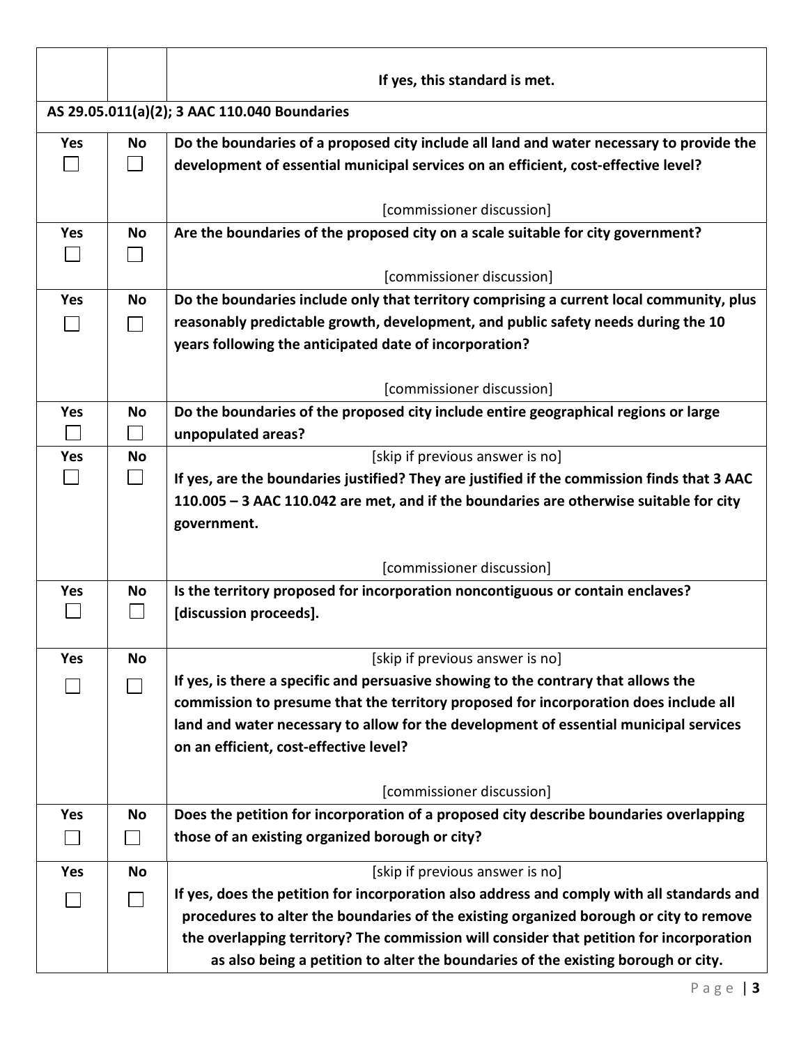| | | |
|---|---|---|
| | | **If yes, this standard is met.** |
| **AS 29.05.011(a)(2); 3 AAC 110.040 Boundaries** | | |
| **Yes** ☐ | **No** ☐ | **Do the boundaries of a proposed city include all land and water necessary to provide the development of essential municipal services on an efficient, cost-effective level?**<br><br>[commissioner discussion] |
| **Yes** ☐ | **No** ☐ | **Are the boundaries of the proposed city on a scale suitable for city government?**<br><br>[commissioner discussion] |
| **Yes** ☐ | **No** ☐ | **Do the boundaries include only that territory comprising a current local community, plus reasonably predictable growth, development, and public safety needs during the 10 years following the anticipated date of incorporation?**<br><br>[commissioner discussion] |
| **Yes** ☐ | **No** ☐ | **Do the boundaries of the proposed city include entire geographical regions or large unpopulated areas?** |
| **Yes** ☐ | **No** ☐ | [skip if previous answer is no]<br>**If yes, are the boundaries justified? They are justified if the commission finds that 3 AAC 110.005 – 3 AAC 110.042 are met, and if the boundaries are otherwise suitable for city government.**<br><br>[commissioner discussion] |
| **Yes** ☐ | **No** ☐ | **Is the territory proposed for incorporation noncontiguous or contain enclaves? [discussion proceeds].** |
| **Yes** ☐ | **No** ☐ | [skip if previous answer is no]<br>**If yes, is there a specific and persuasive showing to the contrary that allows the commission to presume that the territory proposed for incorporation does include all land and water necessary to allow for the development of essential municipal services on an efficient, cost-effective level?**<br><br>[commissioner discussion] |
| **Yes** ☐ | **No** ☐ | **Does the petition for incorporation of a proposed city describe boundaries overlapping those of an existing organized borough or city?** |
| **Yes** ☐ | **No** ☐ | [skip if previous answer is no]<br>**If yes, does the petition for incorporation also address and comply with all standards and procedures to alter the boundaries of the existing organized borough or city to remove the overlapping territory? The commission will consider that petition for incorporation as also being a petition to alter the boundaries of the existing borough or city.** |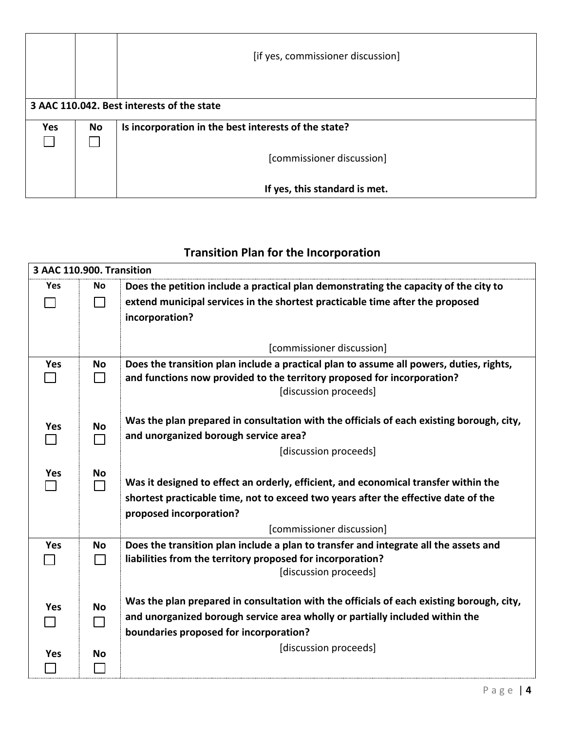| | | [if yes, commissioner discussion] |
|---|---|---|

| **3 AAC 110.042. Best interests of the state** | | |
|---|---|---|
| **Yes** ☐ | **No** ☐ | **Is incorporation in the best interests of the state?**<br><br>[commissioner discussion]<br><br>**If yes, this standard is met.** |

## Transition Plan for the Incorporation

| **3 AAC 110.900. Transition** | | |
|---|---|---|
| **Yes** ☐ | **No** ☐ | **Does the petition include a practical plan demonstrating the capacity of the city to extend municipal services in the shortest practicable time after the proposed incorporation?**<br><br>[commissioner discussion] |
| **Yes** ☐<br><br>**Yes** ☐<br><br>**Yes** ☐ | **No** ☐<br><br>**No** ☐<br><br>**No** ☐ | **Does the transition plan include a practical plan to assume all powers, duties, rights, and functions now provided to the territory proposed for incorporation?**<br>[discussion proceeds]<br><br>**Was the plan prepared in consultation with the officials of each existing borough, city, and unorganized borough service area?**<br>[discussion proceeds]<br><br>**Was it designed to effect an orderly, efficient, and economical transfer within the shortest practicable time, not to exceed two years after the effective date of the proposed incorporation?**<br>[commissioner discussion] |
| **Yes** ☐<br><br>**Yes** ☐<br><br>**Yes** ☐ | **No** ☐<br><br>**No** ☐<br><br>**No** ☐ | **Does the transition plan include a plan to transfer and integrate all the assets and liabilities from the territory proposed for incorporation?**<br>[discussion proceeds]<br><br>**Was the plan prepared in consultation with the officials of each existing borough, city, and unorganized borough service area wholly or partially included within the boundaries proposed for incorporation?**<br>[discussion proceeds] |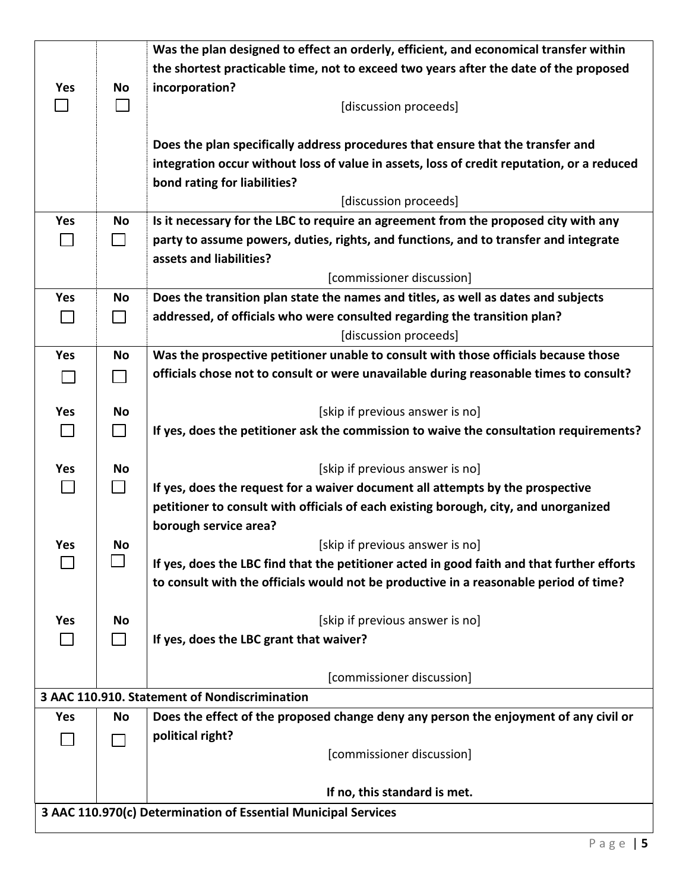| Yes | No | Question |
|---|---|---|
| Yes ☐ | No ☐ | **Was the plan designed to effect an orderly, efficient, and economical transfer within the shortest practicable time, not to exceed two years after the date of the proposed incorporation?** [discussion proceeds] **Does the plan specifically address procedures that ensure that the transfer and integration occur without loss of value in assets, loss of credit reputation, or a reduced bond rating for liabilities?** [discussion proceeds] |
| Yes ☐ | No ☐ | **Is it necessary for the LBC to require an agreement from the proposed city with any party to assume powers, duties, rights, and functions, and to transfer and integrate assets and liabilities?** [commissioner discussion] |
| Yes ☐ | No ☐ | **Does the transition plan state the names and titles, as well as dates and subjects addressed, of officials who were consulted regarding the transition plan?** [discussion proceeds] |
| Yes ☐ | No ☐ | **Was the prospective petitioner unable to consult with those officials because those officials chose not to consult or were unavailable during reasonable times to consult?** |
| Yes ☐ | No ☐ | [skip if previous answer is no] **If yes, does the petitioner ask the commission to waive the consultation requirements?** |
| Yes ☐ | No ☐ | [skip if previous answer is no] **If yes, does the request for a waiver document all attempts by the prospective petitioner to consult with officials of each existing borough, city, and unorganized borough service area?** |
| Yes ☐ | No ☐ | [skip if previous answer is no] **If yes, does the LBC find that the petitioner acted in good faith and that further efforts to consult with the officials would not be productive in a reasonable period of time?** |
| Yes ☐ | No ☐ | [skip if previous answer is no] **If yes, does the LBC grant that waiver?** [commissioner discussion] |
| **3 AAC 110.910. Statement of Nondiscrimination** | | |
| Yes ☐ | No ☐ | **Does the effect of the proposed change deny any person the enjoyment of any civil or political right?** [commissioner discussion] **If no, this standard is met.** |
| **3 AAC 110.970(c) Determination of Essential Municipal Services** | | |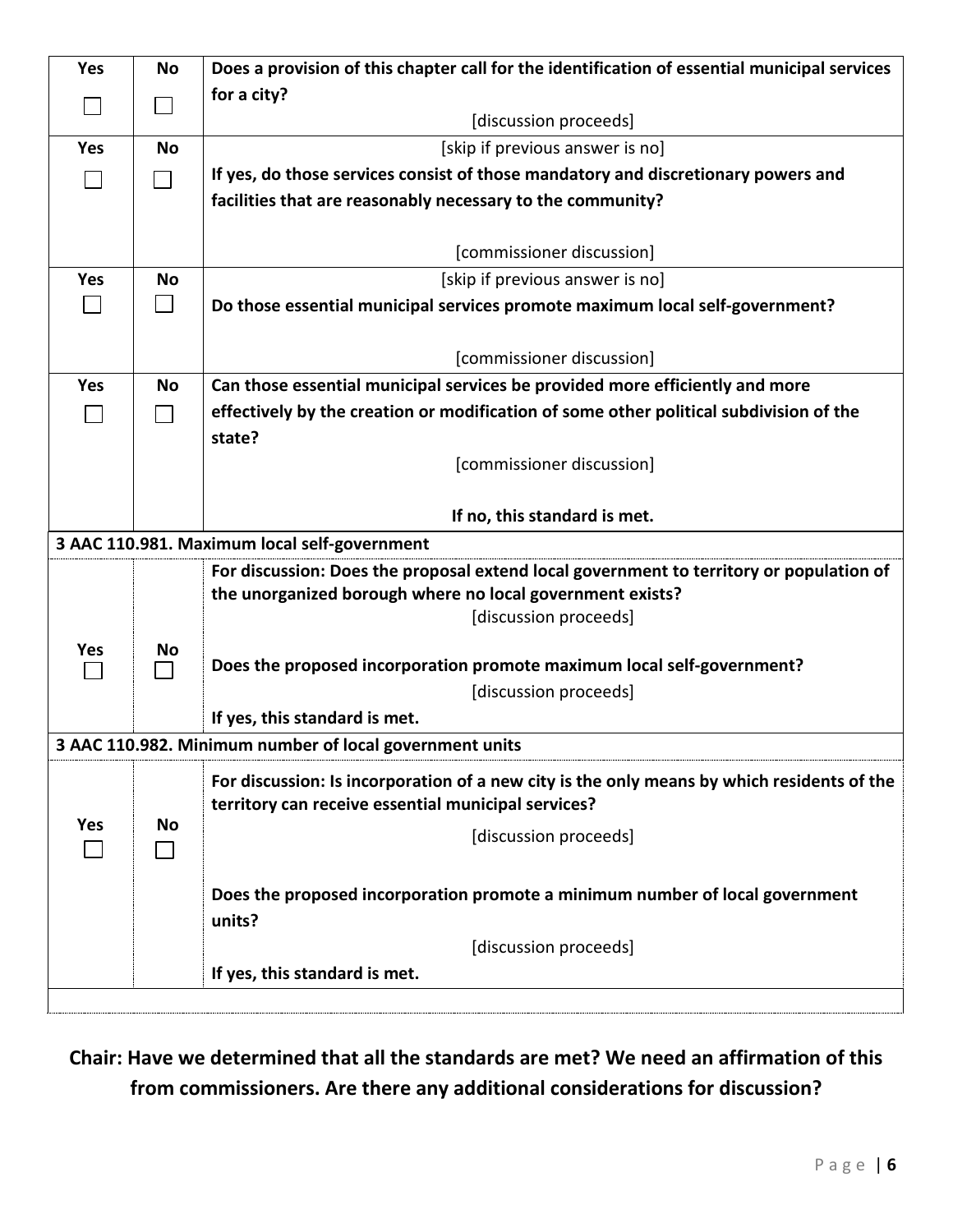| Yes | No | |
|---|---|---|
| ☐ | ☐ | **Does a provision of this chapter call for the identification of essential municipal services for a city?** [discussion proceeds] |
| ☐ | ☐ | [skip if previous answer is no] **If yes, do those services consist of those mandatory and discretionary powers and facilities that are reasonably necessary to the community?** [commissioner discussion] |
| ☐ | ☐ | [skip if previous answer is no] **Do those essential municipal services promote maximum local self-government?** [commissioner discussion] |
| ☐ | ☐ | **Can those essential municipal services be provided more efficiently and more effectively by the creation or modification of some other political subdivision of the state?** [commissioner discussion] **If no, this standard is met.** |
| **3 AAC 110.981. Maximum local self-government** | | |
| | | **For discussion: Does the proposal extend local government to territory or population of the unorganized borough where no local government exists?** [discussion proceeds] |
| ☐ | ☐ | **Does the proposed incorporation promote maximum local self-government?** [discussion proceeds] **If yes, this standard is met.** |
| **3 AAC 110.982. Minimum number of local government units** | | |
| | | **For discussion: Is incorporation of a new city is the only means by which residents of the territory can receive essential municipal services?** [discussion proceeds] |
| ☐ | ☐ | **Does the proposed incorporation promote a minimum number of local government units?** [discussion proceeds] **If yes, this standard is met.** |

**Chair: Have we determined that all the standards are met? We need an affirmation of this from commissioners. Are there any additional considerations for discussion?**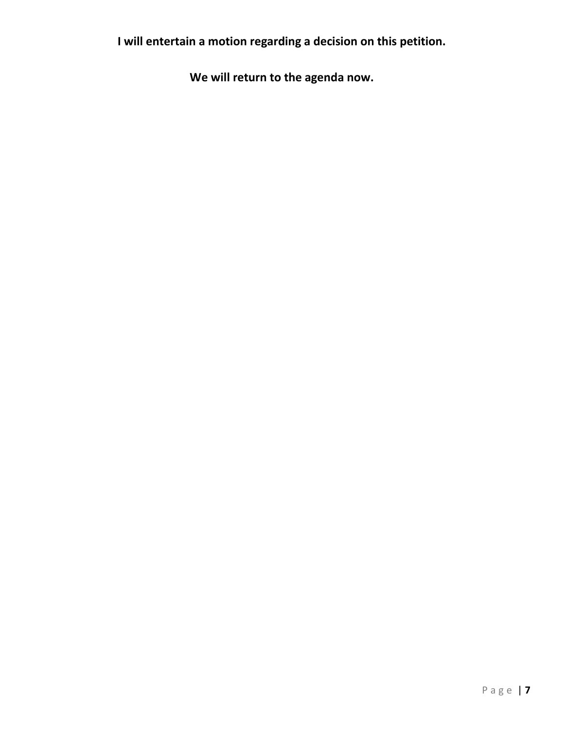**I will entertain a motion regarding a decision on this petition.**

**We will return to the agenda now.**